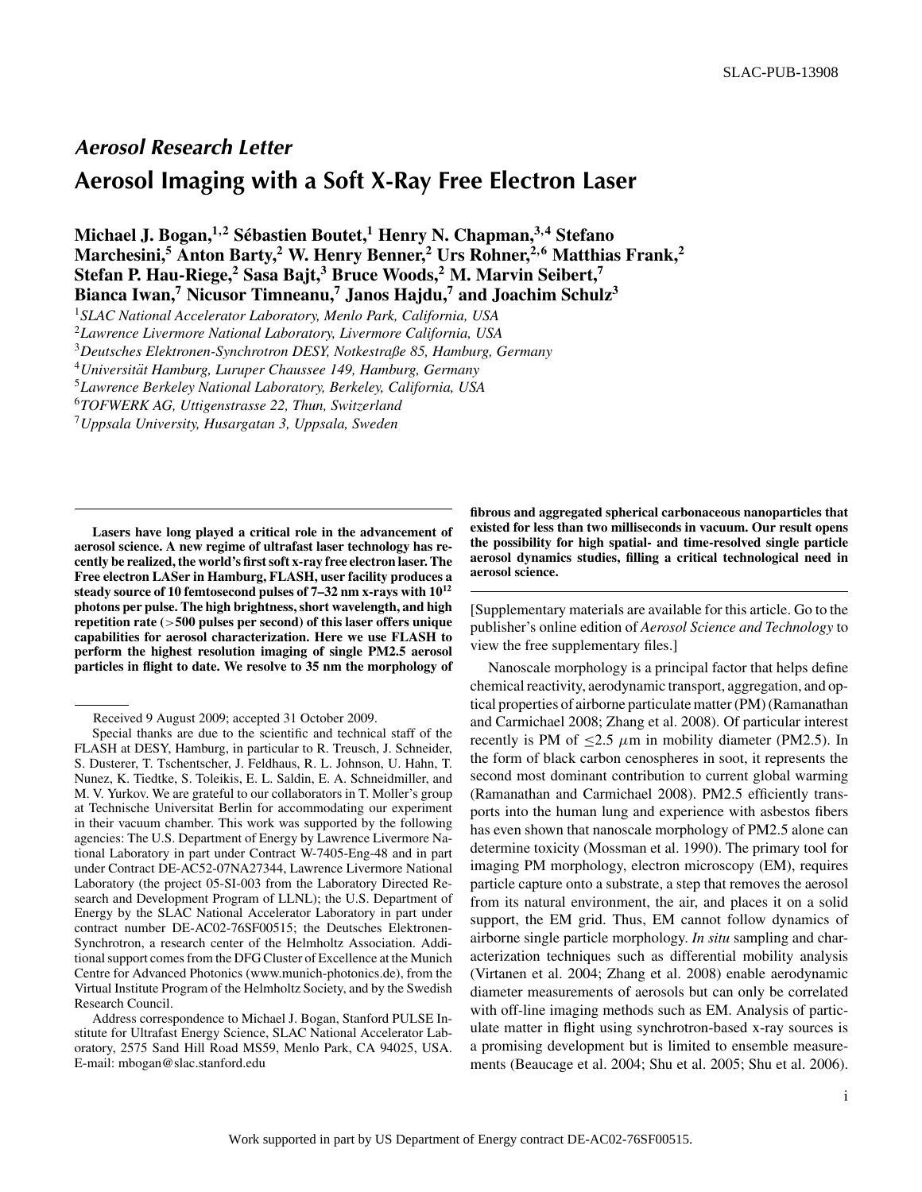SLAC-PUB-13908

*Aerosol Research Letter*

# Aerosol Imaging with a Soft X-Ray Free Electron Laser

**Michael J. Bogan,[1,2] Sébastien Boutet,[1] Henry N. Chapman,[3,4] Stefano Marchesini,[5] Anton Barty,[2] W. Henry Benner,[2] Urs Rohner,[2,6] Matthias Frank,[2] Stefan P. Hau-Riege,[2] Sasa Bajt,[3] Bruce Woods,[2] M. Marvin Seibert,[7] Bianca Iwan,[7] Nicusor Timneanu,[7] Janos Hajdu,[7] and Joachim Schulz[3]**

[1]*SLAC National Accelerator Laboratory, Menlo Park, California, USA*
[2]*Lawrence Livermore National Laboratory, Livermore California, USA*
[3]*Deutsches Elektronen-Synchrotron DESY, Notkestraße 85, Hamburg, Germany*
[4]*Universität Hamburg, Luruper Chaussee 149, Hamburg, Germany*
[5]*Lawrence Berkeley National Laboratory, Berkeley, California, USA*
[6]*TOFWERK AG, Uttigenstrasse 22, Thun, Switzerland*
[7]*Uppsala University, Husargatan 3, Uppsala, Sweden*

**Lasers have long played a critical role in the advancement of aerosol science. A new regime of ultrafast laser technology has recently be realized, the world's first soft x-ray free electron laser. The Free electron LASer in Hamburg, FLASH, user facility produces a steady source of 10 femtosecond pulses of 7–32 nm x-rays with $10^{12}$ photons per pulse. The high brightness, short wavelength, and high repetition rate (>500 pulses per second) of this laser offers unique capabilities for aerosol characterization. Here we use FLASH to perform the highest resolution imaging of single PM2.5 aerosol particles in flight to date. We resolve to 35 nm the morphology of fibrous and aggregated spherical carbonaceous nanoparticles that existed for less than two milliseconds in vacuum. Our result opens the possibility for high spatial- and time-resolved single particle aerosol dynamics studies, filling a critical technological need in aerosol science.**

[Supplementary materials are available for this article. Go to the publisher's online edition of *Aerosol Science and Technology* to view the free supplementary files.]

Nanoscale morphology is a principal factor that helps define chemical reactivity, aerodynamic transport, aggregation, and optical properties of airborne particulate matter (PM) (Ramanathan and Carmichael 2008; Zhang et al. 2008). Of particular interest recently is PM of $\leq 2.5$ $\mu$m in mobility diameter (PM2.5). In the form of black carbon cenospheres in soot, it represents the second most dominant contribution to current global warming (Ramanathan and Carmichael 2008). PM2.5 efficiently transports into the human lung and experience with asbestos fibers has even shown that nanoscale morphology of PM2.5 alone can determine toxicity (Mossman et al. 1990). The primary tool for imaging PM morphology, electron microscopy (EM), requires particle capture onto a substrate, a step that removes the aerosol from its natural environment, the air, and places it on a solid support, the EM grid. Thus, EM cannot follow dynamics of airborne single particle morphology. *In situ* sampling and characterization techniques such as differential mobility analysis (Virtanen et al. 2004; Zhang et al. 2008) enable aerodynamic diameter measurements of aerosols but can only be correlated with off-line imaging methods such as EM. Analysis of particulate matter in flight using synchrotron-based x-ray sources is a promising development but is limited to ensemble measurements (Beaucage et al. 2004; Shu et al. 2005; Shu et al. 2006).

---

Received 9 August 2009; accepted 31 October 2009.

Special thanks are due to the scientific and technical staff of the FLASH at DESY, Hamburg, in particular to R. Treusch, J. Schneider, S. Dusterer, T. Tschentscher, J. Feldhaus, R. L. Johnson, U. Hahn, T. Nunez, K. Tiedtke, S. Toleikis, E. L. Saldin, E. A. Schneidmiller, and M. V. Yurkov. We are grateful to our collaborators in T. Moller's group at Technische Universitat Berlin for accommodating our experiment in their vacuum chamber. This work was supported by the following agencies: The U.S. Department of Energy by Lawrence Livermore National Laboratory in part under Contract W-7405-Eng-48 and in part under Contract DE-AC52-07NA27344, Lawrence Livermore National Laboratory (the project 05-SI-003 from the Laboratory Directed Research and Development Program of LLNL); the U.S. Department of Energy by the SLAC National Accelerator Laboratory in part under contract number DE-AC02-76SF00515; the Deutsches Elektronen-Synchrotron, a research center of the Helmholtz Association. Additional support comes from the DFG Cluster of Excellence at the Munich Centre for Advanced Photonics (www.munich-photonics.de), from the Virtual Institute Program of the Helmholtz Society, and by the Swedish Research Council.

Address correspondence to Michael J. Bogan, Stanford PULSE Institute for Ultrafast Energy Science, SLAC National Accelerator Laboratory, 2575 Sand Hill Road MS59, Menlo Park, CA 94025, USA. E-mail: mbogan@slac.stanford.edu

Work supported in part by US Department of Energy contract DE-AC02-76SF00515.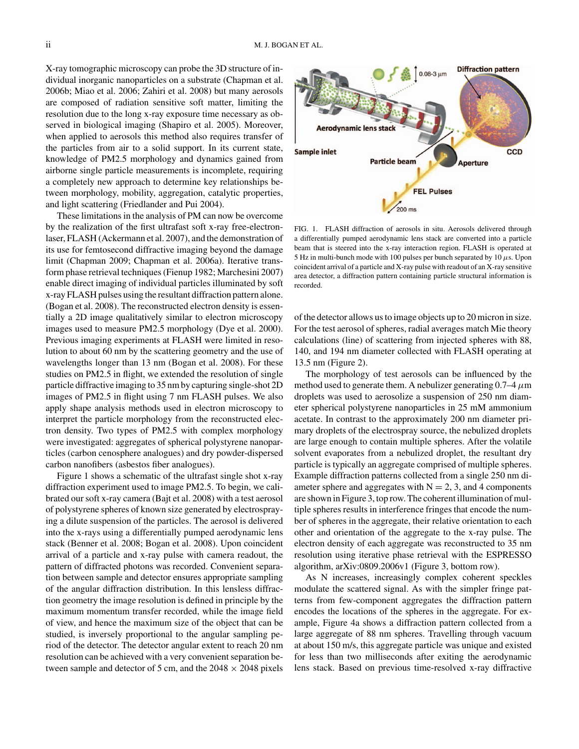X-ray tomographic microscopy can probe the 3D structure of individual inorganic nanoparticles on a substrate (Chapman et al. 2006b; Miao et al. 2006; Zahiri et al. 2008) but many aerosols are composed of radiation sensitive soft matter, limiting the resolution due to the long x-ray exposure time necessary as observed in biological imaging (Shapiro et al. 2005). Moreover, when applied to aerosols this method also requires transfer of the particles from air to a solid support. In its current state, knowledge of PM2.5 morphology and dynamics gained from airborne single particle measurements is incomplete, requiring a completely new approach to determine key relationships between morphology, mobility, aggregation, catalytic properties, and light scattering (Friedlander and Pui 2004).

These limitations in the analysis of PM can now be overcome by the realization of the first ultrafast soft x-ray free-electron-laser, FLASH (Ackermann et al. 2007), and the demonstration of its use for femtosecond diffractive imaging beyond the damage limit (Chapman 2009; Chapman et al. 2006a). Iterative transform phase retrieval techniques (Fienup 1982; Marchesini 2007) enable direct imaging of individual particles illuminated by soft x-ray FLASH pulses using the resultant diffraction pattern alone. (Bogan et al. 2008). The reconstructed electron density is essentially a 2D image qualitatively similar to electron microscopy images used to measure PM2.5 morphology (Dye et al. 2000). Previous imaging experiments at FLASH were limited in resolution to about 60 nm by the scattering geometry and the use of wavelengths longer than 13 nm (Bogan et al. 2008). For these studies on PM2.5 in flight, we extended the resolution of single particle diffractive imaging to 35 nm by capturing single-shot 2D images of PM2.5 in flight using 7 nm FLASH pulses. We also apply shape analysis methods used in electron microscopy to interpret the particle morphology from the reconstructed electron density. Two types of PM2.5 with complex morphology were investigated: aggregates of spherical polystyrene nanoparticles (carbon cenosphere analogues) and dry powder-dispersed carbon nanofibers (asbestos fiber analogues).

Figure 1 shows a schematic of the ultrafast single shot x-ray diffraction experiment used to image PM2.5. To begin, we calibrated our soft x-ray camera (Bajt et al. 2008) with a test aerosol of polystyrene spheres of known size generated by electrospraying a dilute suspension of the particles. The aerosol is delivered into the x-rays using a differentially pumped aerodynamic lens stack (Benner et al. 2008; Bogan et al. 2008). Upon coincident arrival of a particle and x-ray pulse with camera readout, the pattern of diffracted photons was recorded. Convenient separation between sample and detector ensures appropriate sampling of the angular diffraction distribution. In this lensless diffraction geometry the image resolution is defined in principle by the maximum momentum transfer recorded, while the image field of view, and hence the maximum size of the object that can be studied, is inversely proportional to the angular sampling period of the detector. The detector angular extent to reach 20 nm resolution can be achieved with a very convenient separation between sample and detector of 5 cm, and the 2048 × 2048 pixels of the detector allows us to image objects up to 20 micron in size. For the test aerosol of spheres, radial averages match Mie theory calculations (line) of scattering from injected spheres with 88, 140, and 194 nm diameter collected with FLASH operating at 13.5 nm (Figure 2).

FIG. 1. FLASH diffraction of aerosols in situ. Aerosols delivered through a differentially pumped aerodynamic lens stack are converted into a particle beam that is steered into the x-ray interaction region. FLASH is operated at 5 Hz in multi-bunch mode with 100 pulses per bunch separated by 10 $\mu$s. Upon coincident arrival of a particle and X-ray pulse with readout of an X-ray sensitive area detector, a diffraction pattern containing particle structural information is recorded.

The morphology of test aerosols can be influenced by the method used to generate them. A nebulizer generating 0.7–4 $\mu$m droplets was used to aerosolize a suspension of 250 nm diameter spherical polystyrene nanoparticles in 25 mM ammonium acetate. In contrast to the approximately 200 nm diameter primary droplets of the electrospray source, the nebulized droplets are large enough to contain multiple spheres. After the volatile solvent evaporates from a nebulized droplet, the resultant dry particle is typically an aggregate comprised of multiple spheres. Example diffraction patterns collected from a single 250 nm diameter sphere and aggregates with N = 2, 3, and 4 components are shown in Figure 3, top row. The coherent illumination of multiple spheres results in interference fringes that encode the number of spheres in the aggregate, their relative orientation to each other and orientation of the aggregate to the x-ray pulse. The electron density of each aggregate was reconstructed to 35 nm resolution using iterative phase retrieval with the ESPRESSO algorithm, arXiv:0809.2006v1 (Figure 3, bottom row).

As N increases, increasingly complex coherent speckles modulate the scattered signal. As with the simpler fringe patterns from few-component aggregates the diffraction pattern encodes the locations of the spheres in the aggregate. For example, Figure 4a shows a diffraction pattern collected from a large aggregate of 88 nm spheres. Travelling through vacuum at about 150 m/s, this aggregate particle was unique and existed for less than two milliseconds after exiting the aerodynamic lens stack. Based on previous time-resolved x-ray diffractive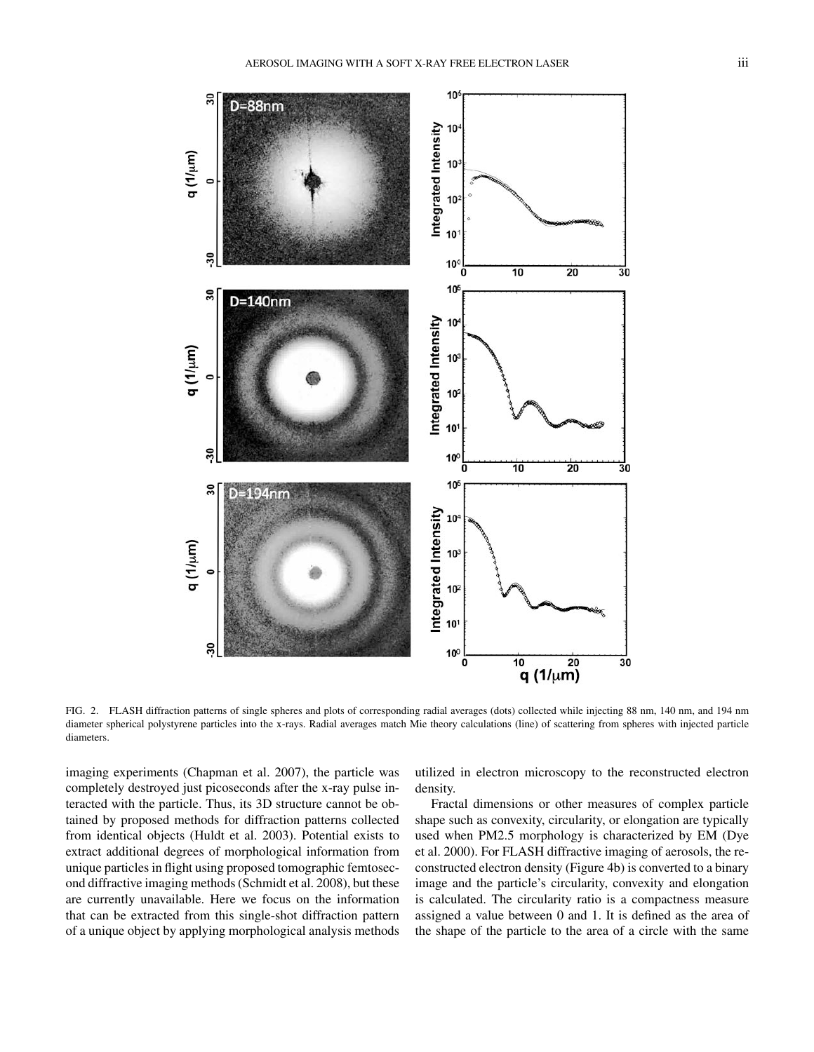FIG. 2. FLASH diffraction patterns of single spheres and plots of corresponding radial averages (dots) collected while injecting 88 nm, 140 nm, and 194 nm diameter spherical polystyrene particles into the x-rays. Radial averages match Mie theory calculations (line) of scattering from spheres with injected particle diameters.

imaging experiments (Chapman et al. 2007), the particle was completely destroyed just picoseconds after the x-ray pulse interacted with the particle. Thus, its 3D structure cannot be obtained by proposed methods for diffraction patterns collected from identical objects (Huldt et al. 2003). Potential exists to extract additional degrees of morphological information from unique particles in flight using proposed tomographic femtosecond diffractive imaging methods (Schmidt et al. 2008), but these are currently unavailable. Here we focus on the information that can be extracted from this single-shot diffraction pattern of a unique object by applying morphological analysis methods utilized in electron microscopy to the reconstructed electron density.

Fractal dimensions or other measures of complex particle shape such as convexity, circularity, or elongation are typically used when PM2.5 morphology is characterized by EM (Dye et al. 2000). For FLASH diffractive imaging of aerosols, the reconstructed electron density (Figure 4b) is converted to a binary image and the particle's circularity, convexity and elongation is calculated. The circularity ratio is a compactness measure assigned a value between 0 and 1. It is defined as the area of the shape of the particle to the area of a circle with the same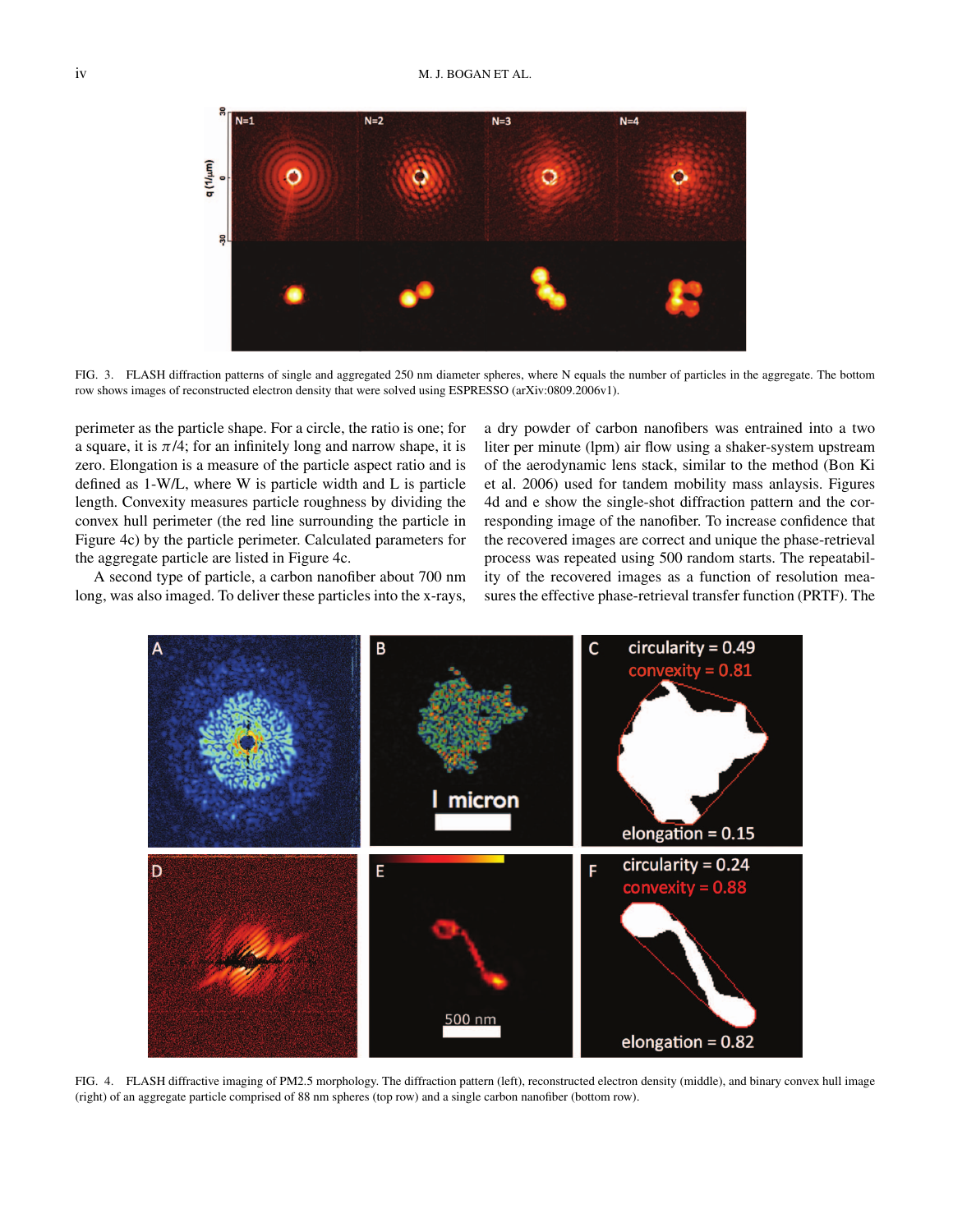FIG. 3. FLASH diffraction patterns of single and aggregated 250 nm diameter spheres, where N equals the number of particles in the aggregate. The bottom row shows images of reconstructed electron density that were solved using ESPRESSO (arXiv:0809.2006v1).

perimeter as the particle shape. For a circle, the ratio is one; for a square, it is $\pi/4$; for an infinitely long and narrow shape, it is zero. Elongation is a measure of the particle aspect ratio and is defined as 1-W/L, where W is particle width and L is particle length. Convexity measures particle roughness by dividing the convex hull perimeter (the red line surrounding the particle in Figure 4c) by the particle perimeter. Calculated parameters for the aggregate particle are listed in Figure 4c.

A second type of particle, a carbon nanofiber about 700 nm long, was also imaged. To deliver these particles into the x-rays, a dry powder of carbon nanofibers was entrained into a two liter per minute (lpm) air flow using a shaker-system upstream of the aerodynamic lens stack, similar to the method (Bon Ki et al. 2006) used for tandem mobility mass anlaysis. Figures 4d and e show the single-shot diffraction pattern and the corresponding image of the nanofiber. To increase confidence that the recovered images are correct and unique the phase-retrieval process was repeated using 500 random starts. The repeatability of the recovered images as a function of resolution measures the effective phase-retrieval transfer function (PRTF). The

FIG. 4. FLASH diffractive imaging of PM2.5 morphology. The diffraction pattern (left), reconstructed electron density (middle), and binary convex hull image (right) of an aggregate particle comprised of 88 nm spheres (top row) and a single carbon nanofiber (bottom row).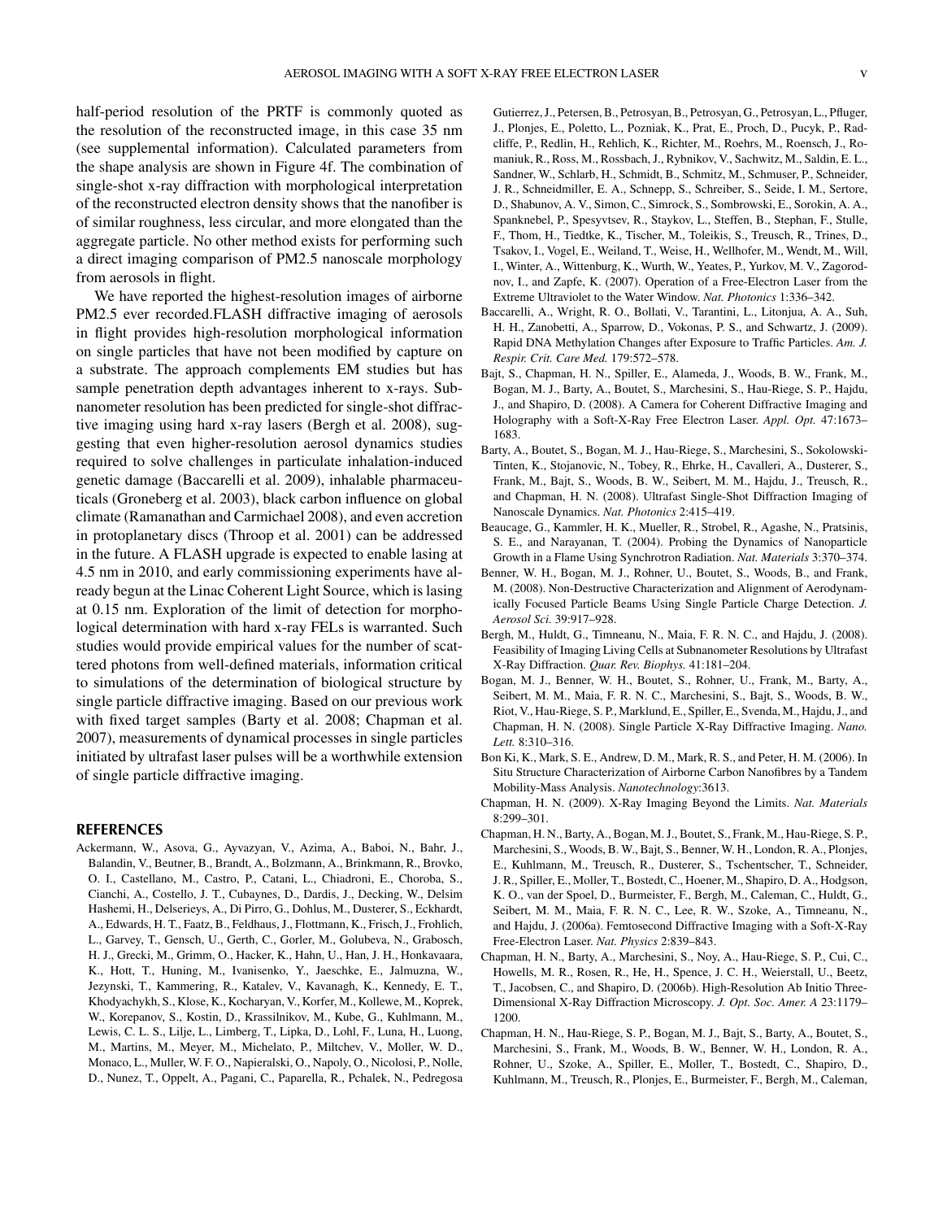half-period resolution of the PRTF is commonly quoted as the resolution of the reconstructed image, in this case 35 nm (see supplemental information). Calculated parameters from the shape analysis are shown in Figure 4f. The combination of single-shot x-ray diffraction with morphological interpretation of the reconstructed electron density shows that the nanofiber is of similar roughness, less circular, and more elongated than the aggregate particle. No other method exists for performing such a direct imaging comparison of PM2.5 nanoscale morphology from aerosols in flight.

We have reported the highest-resolution images of airborne PM2.5 ever recorded.FLASH diffractive imaging of aerosols in flight provides high-resolution morphological information on single particles that have not been modified by capture on a substrate. The approach complements EM studies but has sample penetration depth advantages inherent to x-rays. Subnanometer resolution has been predicted for single-shot diffractive imaging using hard x-ray lasers (Bergh et al. 2008), suggesting that even higher-resolution aerosol dynamics studies required to solve challenges in particulate inhalation-induced genetic damage (Baccarelli et al. 2009), inhalable pharmaceuticals (Groneberg et al. 2003), black carbon influence on global climate (Ramanathan and Carmichael 2008), and even accretion in protoplanetary discs (Throop et al. 2001) can be addressed in the future. A FLASH upgrade is expected to enable lasing at 4.5 nm in 2010, and early commissioning experiments have already begun at the Linac Coherent Light Source, which is lasing at 0.15 nm. Exploration of the limit of detection for morphological determination with hard x-ray FELs is warranted. Such studies would provide empirical values for the number of scattered photons from well-defined materials, information critical to simulations of the determination of biological structure by single particle diffractive imaging. Based on our previous work with fixed target samples (Barty et al. 2008; Chapman et al. 2007), measurements of dynamical processes in single particles initiated by ultrafast laser pulses will be a worthwhile extension of single particle diffractive imaging.

## REFERENCES

Ackermann, W., Asova, G., Ayvazyan, V., Azima, A., Baboi, N., Bahr, J., Balandin, V., Beutner, B., Brandt, A., Bolzmann, A., Brinkmann, R., Brovko, O. I., Castellano, M., Castro, P., Catani, L., Chiadroni, E., Choroba, S., Cianchi, A., Costello, J. T., Cubaynes, D., Dardis, J., Decking, W., Delsim Hashemi, H., Delserieys, A., Di Pirro, G., Dohlus, M., Dusterer, S., Eckhardt, A., Edwards, H. T., Faatz, B., Feldhaus, J., Flottmann, K., Frisch, J., Frohlich, L., Garvey, T., Gensch, U., Gerth, C., Gorler, M., Golubeva, N., Grabosch, H. J., Grecki, M., Grimm, O., Hacker, K., Hahn, U., Han, J. H., Honkavaara, K., Hott, T., Huning, M., Ivanisenko, Y., Jaeschke, E., Jalmuzna, W., Jezynski, T., Kammering, R., Katalev, V., Kavanagh, K., Kennedy, E. T., Khodyachykh, S., Klose, K., Kocharyan, V., Korfer, M., Kollewe, M., Koprek, W., Korepanov, S., Kostin, D., Krassilnikov, M., Kube, G., Kuhlmann, M., Lewis, C. L. S., Lilje, L., Limberg, T., Lipka, D., Lohl, F., Luna, H., Luong, M., Martins, M., Meyer, M., Michelato, P., Miltchev, V., Moller, W. D., Monaco, L., Muller, W. F. O., Napieralski, O., Napoly, O., Nicolosi, P., Nolle, D., Nunez, T., Oppelt, A., Pagani, C., Paparella, R., Pchalek, N., Pedregosa Gutierrez, J., Petersen, B., Petrosyan, B., Petrosyan, G., Petrosyan, L., Pfluger, J., Plonjes, E., Poletto, L., Pozniak, K., Prat, E., Proch, D., Pucyk, P., Radcliffe, P., Redlin, H., Rehlich, K., Richter, M., Roehrs, M., Roensch, J., Romaniuk, R., Ross, M., Rossbach, J., Rybnikov, V., Sachwitz, M., Saldin, E. L., Sandner, W., Schlarb, H., Schmidt, B., Schmitz, M., Schmuser, P., Schneider, J. R., Schneidmiller, E. A., Schnepp, S., Schreiber, S., Seide, I. M., Sertore, D., Shabunov, A. V., Simon, C., Simrock, S., Sombrowski, E., Sorokin, A. A., Spanknebel, P., Spesyvtsev, R., Staykov, L., Steffen, B., Stephan, F., Stulle, F., Thom, H., Tiedtke, K., Tischer, M., Toleikis, S., Treusch, R., Trines, D., Tsakov, I., Vogel, E., Weiland, T., Weise, H., Wellhofer, M., Wendt, M., Will, I., Winter, A., Wittenburg, K., Wurth, W., Yeates, P., Yurkov, M. V., Zagorodnov, I., and Zapfe, K. (2007). Operation of a Free-Electron Laser from the Extreme Ultraviolet to the Water Window. *Nat. Photonics* 1:336–342.

Baccarelli, A., Wright, R. O., Bollati, V., Tarantini, L., Litonjua, A. A., Suh, H. H., Zanobetti, A., Sparrow, D., Vokonas, P. S., and Schwartz, J. (2009). Rapid DNA Methylation Changes after Exposure to Traffic Particles. *Am. J. Respir. Crit. Care Med.* 179:572–578.

Bajt, S., Chapman, H. N., Spiller, E., Alameda, J., Woods, B. W., Frank, M., Bogan, M. J., Barty, A., Boutet, S., Marchesini, S., Hau-Riege, S. P., Hajdu, J., and Shapiro, D. (2008). A Camera for Coherent Diffractive Imaging and Holography with a Soft-X-Ray Free Electron Laser. *Appl. Opt.* 47:1673–1683.

Barty, A., Boutet, S., Bogan, M. J., Hau-Riege, S., Marchesini, S., Sokolowski-Tinten, K., Stojanovic, N., Tobey, R., Ehrke, H., Cavalleri, A., Dusterer, S., Frank, M., Bajt, S., Woods, B. W., Seibert, M. M., Hajdu, J., Treusch, R., and Chapman, H. N. (2008). Ultrafast Single-Shot Diffraction Imaging of Nanoscale Dynamics. *Nat. Photonics* 2:415–419.

Beaucage, G., Kammler, H. K., Mueller, R., Strobel, R., Agashe, N., Pratsinis, S. E., and Narayanan, T. (2004). Probing the Dynamics of Nanoparticle Growth in a Flame Using Synchrotron Radiation. *Nat. Materials* 3:370–374.

Benner, W. H., Bogan, M. J., Rohner, U., Boutet, S., Woods, B., and Frank, M. (2008). Non-Destructive Characterization and Alignment of Aerodynamically Focused Particle Beams Using Single Particle Charge Detection. *J. Aerosol Sci.* 39:917–928.

Bergh, M., Huldt, G., Timneanu, N., Maia, F. R. N. C., and Hajdu, J. (2008). Feasibility of Imaging Living Cells at Subnanometer Resolutions by Ultrafast X-Ray Diffraction. *Quar. Rev. Biophys.* 41:181–204.

Bogan, M. J., Benner, W. H., Boutet, S., Rohner, U., Frank, M., Barty, A., Seibert, M. M., Maia, F. R. N. C., Marchesini, S., Bajt, S., Woods, B. W., Riot, V., Hau-Riege, S. P., Marklund, E., Spiller, E., Svenda, M., Hajdu, J., and Chapman, H. N. (2008). Single Particle X-Ray Diffractive Imaging. *Nano. Lett.* 8:310–316.

Bon Ki, K., Mark, S. E., Andrew, D. M., Mark, R. S., and Peter, H. M. (2006). In Situ Structure Characterization of Airborne Carbon Nanofibres by a Tandem Mobility-Mass Analysis. *Nanotechnology*:3613.

Chapman, H. N. (2009). X-Ray Imaging Beyond the Limits. *Nat. Materials* 8:299–301.

Chapman, H. N., Barty, A., Bogan, M. J., Boutet, S., Frank, M., Hau-Riege, S. P., Marchesini, S., Woods, B. W., Bajt, S., Benner, W. H., London, R. A., Plonjes, E., Kuhlmann, M., Treusch, R., Dusterer, S., Tschentscher, T., Schneider, J. R., Spiller, E., Moller, T., Bostedt, C., Hoener, M., Shapiro, D. A., Hodgson, K. O., van der Spoel, D., Burmeister, F., Bergh, M., Caleman, C., Huldt, G., Seibert, M. M., Maia, F. R. N. C., Lee, R. W., Szoke, A., Timneanu, N., and Hajdu, J. (2006a). Femtosecond Diffractive Imaging with a Soft-X-Ray Free-Electron Laser. *Nat. Physics* 2:839–843.

Chapman, H. N., Barty, A., Marchesini, S., Noy, A., Hau-Riege, S. P., Cui, C., Howells, M. R., Rosen, R., He, H., Spence, J. C. H., Weierstall, U., Beetz, T., Jacobsen, C., and Shapiro, D. (2006b). High-Resolution Ab Initio Three-Dimensional X-Ray Diffraction Microscopy. *J. Opt. Soc. Amer. A* 23:1179–1200.

Chapman, H. N., Hau-Riege, S. P., Bogan, M. J., Bajt, S., Barty, A., Boutet, S., Marchesini, S., Frank, M., Woods, B. W., Benner, W. H., London, R. A., Rohner, U., Szoke, A., Spiller, E., Moller, T., Bostedt, C., Shapiro, D., Kuhlmann, M., Treusch, R., Plonjes, E., Burmeister, F., Bergh, M., Caleman,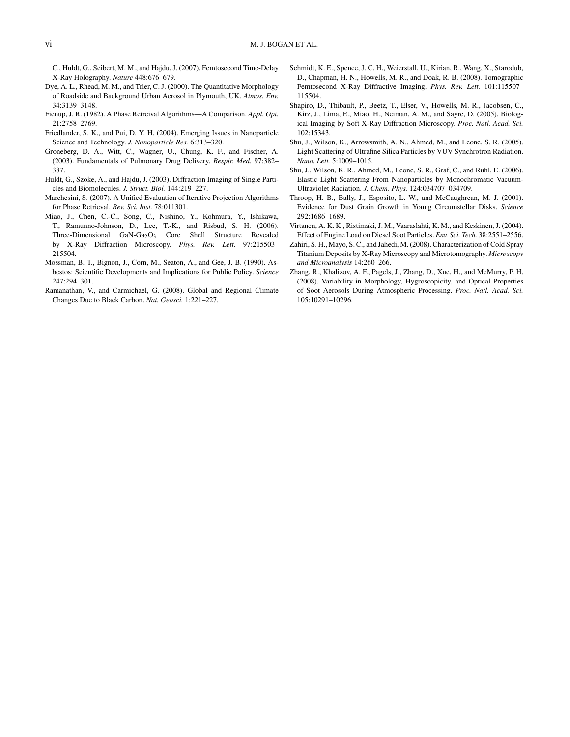C., Hultd, G., Seibert, M. M., and Hajdu, J. (2007). Femtosecond Time-Delay X-Ray Holography. *Nature* 448:676–679.

Dye, A. L., Rhead, M. M., and Trier, C. J. (2000). The Quantitative Morphology of Roadside and Background Urban Aerosol in Plymouth, UK. *Atmos. Env.* 34:3139–3148.

Fienup, J. R. (1982). A Phase Retreival Algorithms—A Comparison. *Appl. Opt.* 21:2758–2769.

Friedlander, S. K., and Pui, D. Y. H. (2004). Emerging Issues in Nanoparticle Science and Technology. *J. Nanoparticle Res.* 6:313–320.

Groneberg, D. A., Witt, C., Wagner, U., Chung, K. F., and Fischer, A. (2003). Fundamentals of Pulmonary Drug Delivery. *Respir. Med.* 97:382–387.

Huldt, G., Szoke, A., and Hajdu, J. (2003). Diffraction Imaging of Single Particles and Biomolecules. *J. Struct. Biol.* 144:219–227.

Marchesini, S. (2007). A Unified Evaluation of Iterative Projection Algorithms for Phase Retrieval. *Rev. Sci. Inst.* 78:011301.

Miao, J., Chen, C.-C., Song, C., Nishino, Y., Kohmura, Y., Ishikawa, T., Ramunno-Johnson, D., Lee, T.-K., and Risbud, S. H. (2006). Three-Dimensional GaN-$Ga_2O_3$ Core Shell Structure Revealed by X-Ray Diffraction Microscopy. *Phys. Rev. Lett.* 97:215503–215504.

Mossman, B. T., Bignon, J., Corn, M., Seaton, A., and Gee, J. B. (1990). Asbestos: Scientific Developments and Implications for Public Policy. *Science* 247:294–301.

Ramanathan, V., and Carmichael, G. (2008). Global and Regional Climate Changes Due to Black Carbon. *Nat. Geosci.* 1:221–227.

Schmidt, K. E., Spence, J. C. H., Weierstall, U., Kirian, R., Wang, X., Starodub, D., Chapman, H. N., Howells, M. R., and Doak, R. B. (2008). Tomographic Femtosecond X-Ray Diffractive Imaging. *Phys. Rev. Lett.* 101:115507–115504.

Shapiro, D., Thibault, P., Beetz, T., Elser, V., Howells, M. R., Jacobsen, C., Kirz, J., Lima, E., Miao, H., Neiman, A. M., and Sayre, D. (2005). Biological Imaging by Soft X-Ray Diffraction Microscopy. *Proc. Natl. Acad. Sci.* 102:15343.

Shu, J., Wilson, K., Arrowsmith, A. N., Ahmed, M., and Leone, S. R. (2005). Light Scattering of Ultrafine Silica Particles by VUV Synchrotron Radiation. *Nano. Lett.* 5:1009–1015.

Shu, J., Wilson, K. R., Ahmed, M., Leone, S. R., Graf, C., and Ruhl, E. (2006). Elastic Light Scattering From Nanoparticles by Monochromatic Vacuum-Ultraviolet Radiation. *J. Chem. Phys.* 124:034707–034709.

Throop, H. B., Bally, J., Esposito, L. W., and McCaughrean, M. J. (2001). Evidence for Dust Grain Growth in Young Circumstellar Disks. *Science* 292:1686–1689.

Virtanen, A. K. K., Ristimaki, J. M., Vaaraslahti, K. M., and Keskinen, J. (2004). Effect of Engine Load on Diesel Soot Particles. *Env. Sci. Tech.* 38:2551–2556.

Zahiri, S. H., Mayo, S. C., and Jahedi, M. (2008). Characterization of Cold Spray Titanium Deposits by X-Ray Microscopy and Microtomography. *Microscopy and Microanalysis* 14:260–266.

Zhang, R., Khalizov, A. F., Pagels, J., Zhang, D., Xue, H., and McMurry, P. H. (2008). Variability in Morphology, Hygroscopicity, and Optical Properties of Soot Aerosols During Atmospheric Processing. *Proc. Natl. Acad. Sci.* 105:10291–10296.